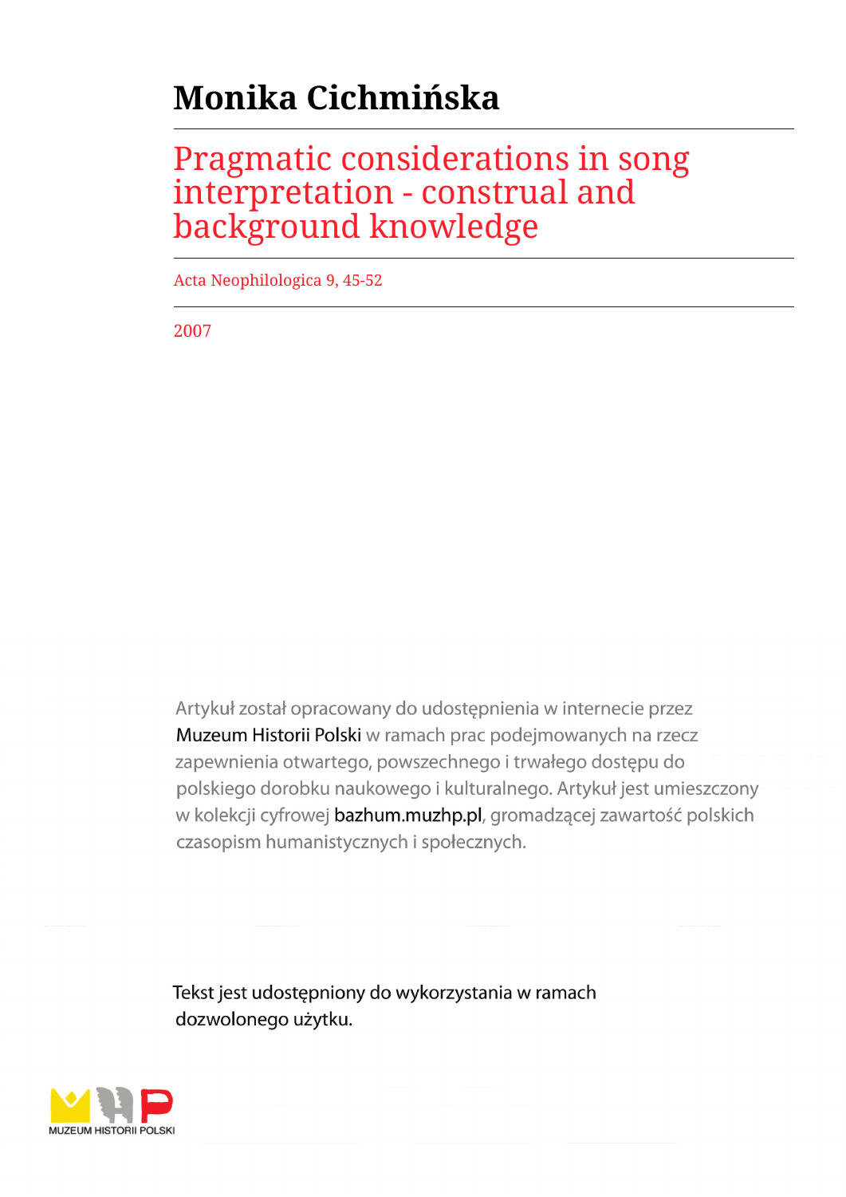# Monika Cichmińska

## Pragmatic considerations in song interpretation - construal and background knowledge

Acta Neophilologica 9, 45-52

2007

Artykuł został opracowany do udostępnienia w internecie przez Muzeum Historii Polski w ramach prac podejmowanych na rzecz zapewnienia otwartego, powszechnego i trwałego dostępu do polskiego dorobku naukowego i kulturalnego. Artykuł jest umieszczony w kolekcji cyfrowej bazhum.muzhp.pl, gromadzącej zawartość polskich czasopism humanistycznych i społecznych.

Tekst jest udostępniony do wykorzystania w ramach dozwolonego użytku.

MUZEUM HISTORII POLSKI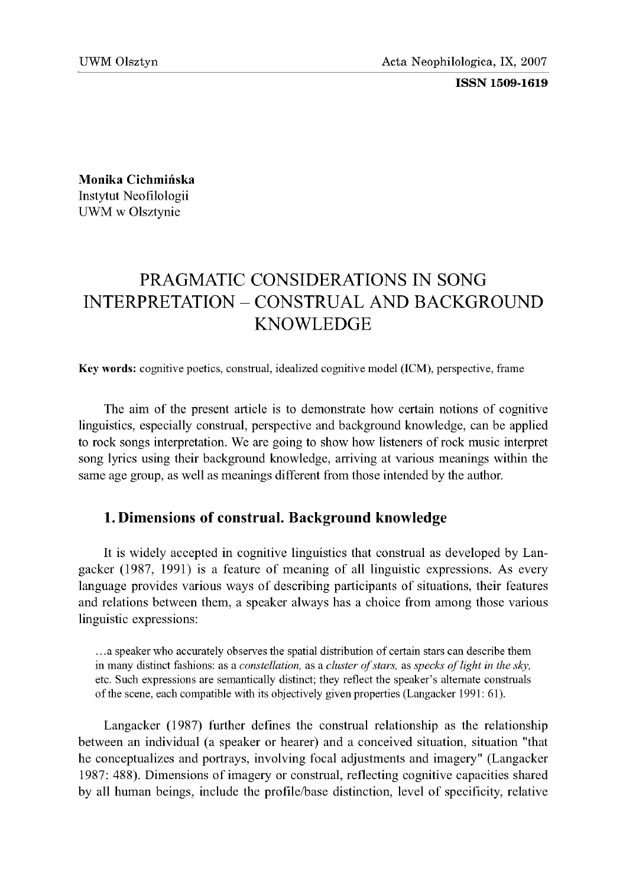Monika Cichmińska  
Instytut Neofilologii  
UWM w Olsztynie

# PRAGMATIC CONSIDERATIONS IN SONG INTERPRETATION – CONSTRUAL AND BACKGROUND KNOWLEDGE

**Key words:** cognitive poetics, construal, idealized cognitive model (ICM), perspective, frame

The aim of the present article is to demonstrate how certain notions of cognitive linguistics, especially construal, perspective and background knowledge, can be applied to rock songs interpretation. We are going to show how listeners of rock music interpret song lyrics using their background knowledge, arriving at various meanings within the same age group, as well as meanings different from those intended by the author.

## 1. Dimensions of construal. Background knowledge

It is widely accepted in cognitive linguistics that construal as developed by Langacker (1987, 1991) is a feature of meaning of all linguistic expressions. As every language provides various ways of describing participants of situations, their features and relations between them, a speaker always has a choice from among those various linguistic expressions:

> ...a speaker who accurately observes the spatial distribution of certain stars can describe them in many distinct fashions: as a *constellation*, as a *cluster of stars*, as *specks of light in the sky*, etc. Such expressions are semantically distinct; they reflect the speaker's alternate construals of the scene, each compatible with its objectively given properties (Langacker 1991: 61).

Langacker (1987) further defines the construal relationship as the relationship between an individual (a speaker or hearer) and a conceived situation, situation "that he conceptualizes and portrays, involving focal adjustments and imagery" (Langacker 1987: 488). Dimensions of imagery or construal, reflecting cognitive capacities shared by all human beings, include the profile/base distinction, level of specificity, relative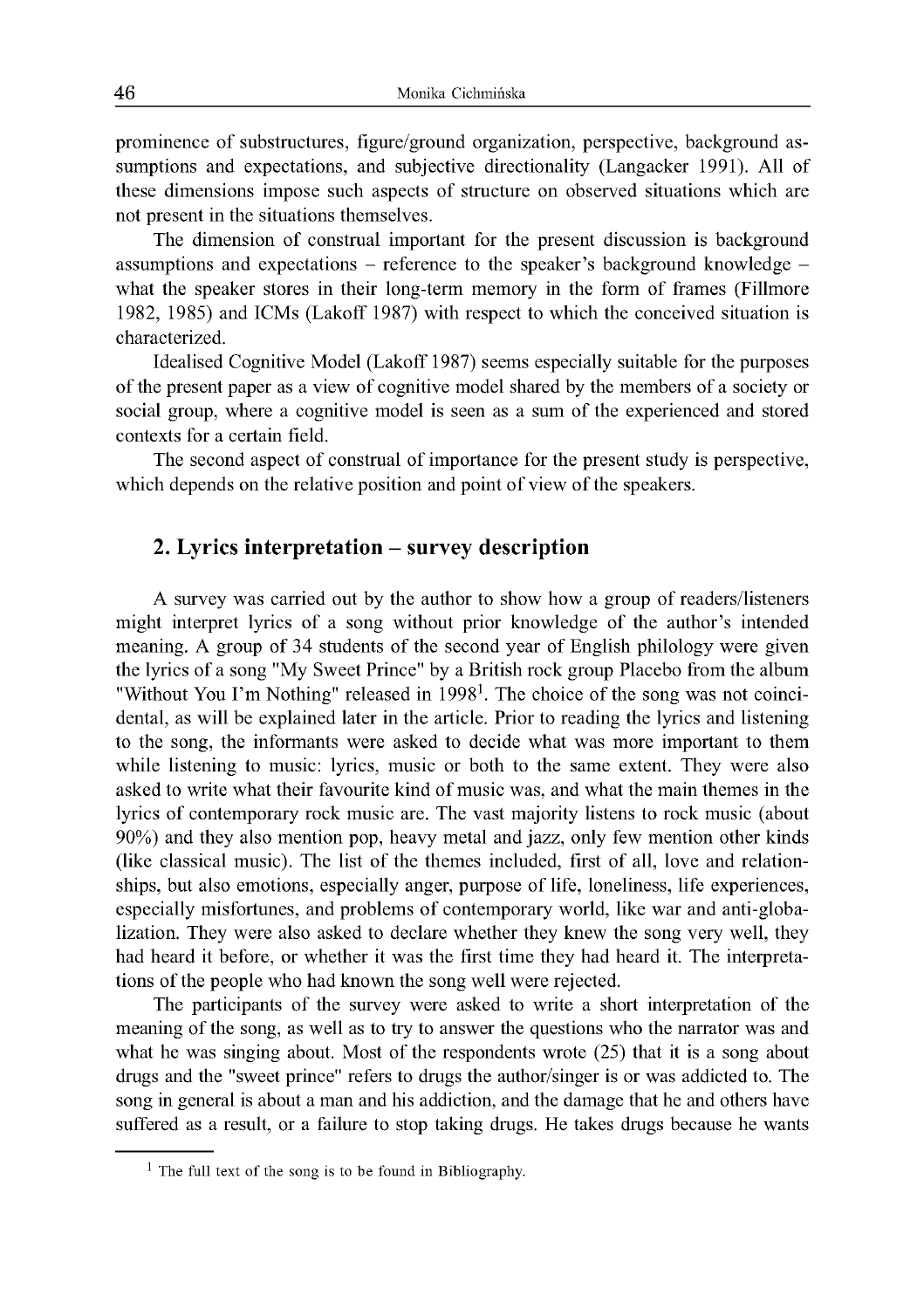prominence of substructures, figure/ground organization, perspective, background assumptions and expectations, and subjective directionality (Langacker 1991). All of these dimensions impose such aspects of structure on observed situations which are not present in the situations themselves.

The dimension of construal important for the present discussion is background assumptions and expectations – reference to the speaker's background knowledge – what the speaker stores in their long-term memory in the form of frames (Fillmore 1982, 1985) and ICMs (Lakoff 1987) with respect to which the conceived situation is characterized.

Idealised Cognitive Model (Lakoff 1987) seems especially suitable for the purposes of the present paper as a view of cognitive model shared by the members of a society or social group, where a cognitive model is seen as a sum of the experienced and stored contexts for a certain field.

The second aspect of construal of importance for the present study is perspective, which depends on the relative position and point of view of the speakers.

## 2. Lyrics interpretation – survey description

A survey was carried out by the author to show how a group of readers/listeners might interpret lyrics of a song without prior knowledge of the author's intended meaning. A group of 34 students of the second year of English philology were given the lyrics of a song "My Sweet Prince" by a British rock group Placebo from the album "Without You I'm Nothing" released in 1998[1]. The choice of the song was not coincidental, as will be explained later in the article. Prior to reading the lyrics and listening to the song, the informants were asked to decide what was more important to them while listening to music: lyrics, music or both to the same extent. They were also asked to write what their favourite kind of music was, and what the main themes in the lyrics of contemporary rock music are. The vast majority listens to rock music (about 90%) and they also mention pop, heavy metal and jazz, only few mention other kinds (like classical music). The list of the themes included, first of all, love and relationships, but also emotions, especially anger, purpose of life, loneliness, life experiences, especially misfortunes, and problems of contemporary world, like war and anti-globalization. They were also asked to declare whether they knew the song very well, they had heard it before, or whether it was the first time they had heard it. The interpretations of the people who had known the song well were rejected.

The participants of the survey were asked to write a short interpretation of the meaning of the song, as well as to try to answer the questions who the narrator was and what he was singing about. Most of the respondents wrote (25) that it is a song about drugs and the "sweet prince" refers to drugs the author/singer is or was addicted to. The song in general is about a man and his addiction, and the damage that he and others have suffered as a result, or a failure to stop taking drugs. He takes drugs because he wants

[1] The full text of the song is to be found in Bibliography.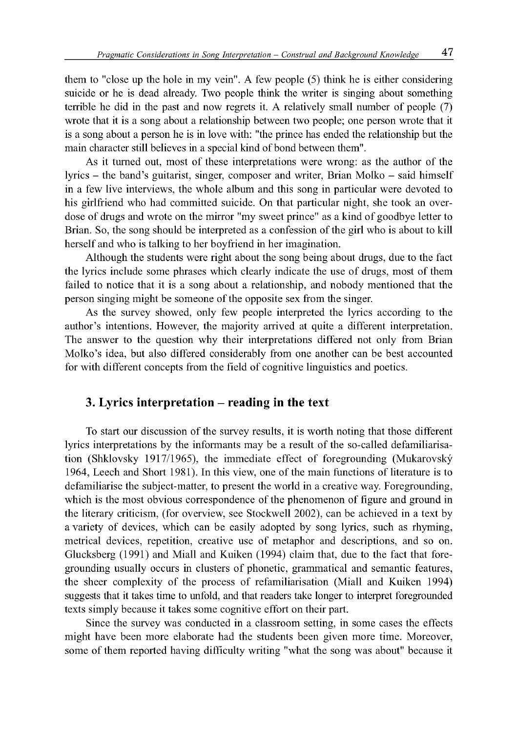them to "close up the hole in my vein". A few people (5) think he is either considering suicide or he is dead already. Two people think the writer is singing about something terrible he did in the past and now regrets it. A relatively small number of people (7) wrote that it is a song about a relationship between two people; one person wrote that it is a song about a person he is in love with: "the prince has ended the relationship but the main character still believes in a special kind of bond between them".

As it turned out, most of these interpretations were wrong: as the author of the lyrics – the band's guitarist, singer, composer and writer, Brian Molko – said himself in a few live interviews, the whole album and this song in particular were devoted to his girlfriend who had committed suicide. On that particular night, she took an overdose of drugs and wrote on the mirror "my sweet prince" as a kind of goodbye letter to Brian. So, the song should be interpreted as a confession of the girl who is about to kill herself and who is talking to her boyfriend in her imagination.

Although the students were right about the song being about drugs, due to the fact the lyrics include some phrases which clearly indicate the use of drugs, most of them failed to notice that it is a song about a relationship, and nobody mentioned that the person singing might be someone of the opposite sex from the singer.

As the survey showed, only few people interpreted the lyrics according to the author's intentions. However, the majority arrived at quite a different interpretation. The answer to the question why their interpretations differed not only from Brian Molko's idea, but also differed considerably from one another can be best accounted for with different concepts from the field of cognitive linguistics and poetics.

## 3. Lyrics interpretation – reading in the text

To start our discussion of the survey results, it is worth noting that those different lyrics interpretations by the informants may be a result of the so-called defamiliarisation (Shklovsky 1917/1965), the immediate effect of foregrounding (Mukarovský 1964, Leech and Short 1981). In this view, one of the main functions of literature is to defamiliarise the subject-matter, to present the world in a creative way. Foregrounding, which is the most obvious correspondence of the phenomenon of figure and ground in the literary criticism, (for overview, see Stockwell 2002), can be achieved in a text by a variety of devices, which can be easily adopted by song lyrics, such as rhyming, metrical devices, repetition, creative use of metaphor and descriptions, and so on. Glucksberg (1991) and Miall and Kuiken (1994) claim that, due to the fact that foregrounding usually occurs in clusters of phonetic, grammatical and semantic features, the sheer complexity of the process of refamiliarisation (Miall and Kuiken 1994) suggests that it takes time to unfold, and that readers take longer to interpret foregrounded texts simply because it takes some cognitive effort on their part.

Since the survey was conducted in a classroom setting, in some cases the effects might have been more elaborate had the students been given more time. Moreover, some of them reported having difficulty writing "what the song was about" because it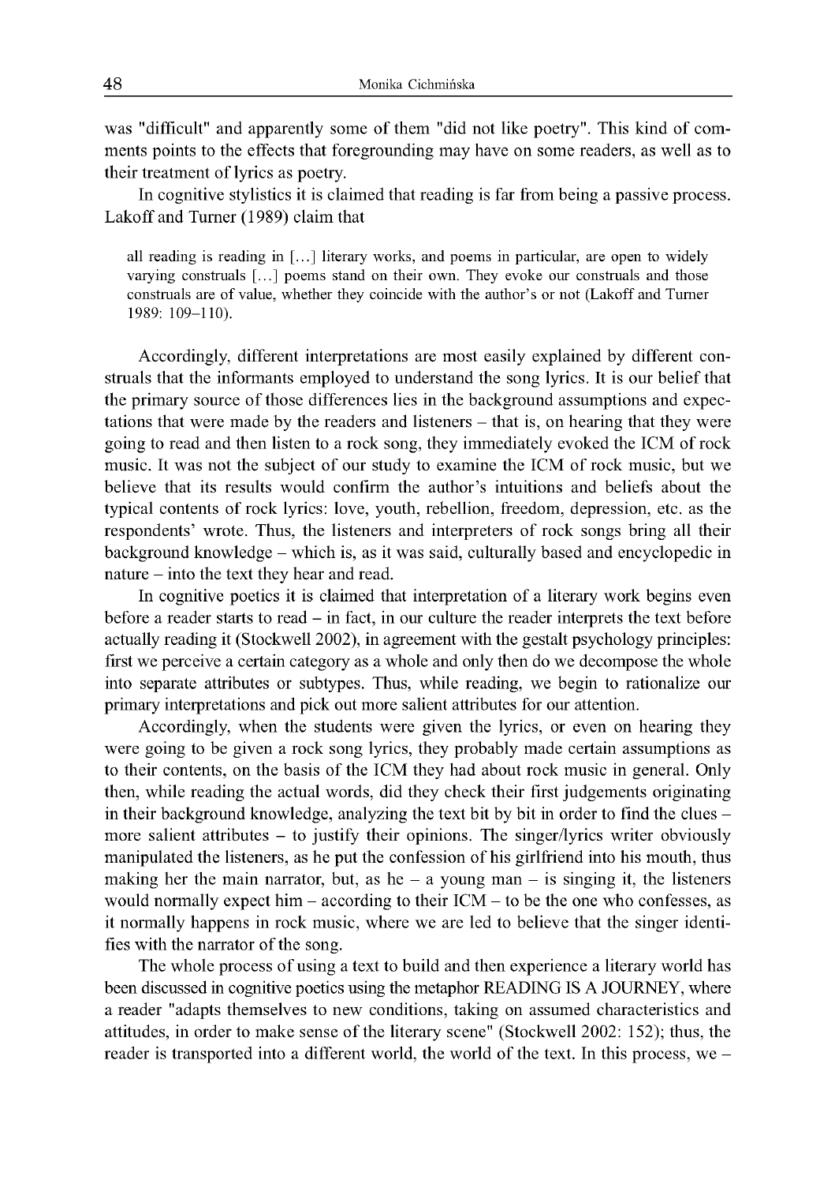was "difficult" and apparently some of them "did not like poetry". This kind of comments points to the effects that foregrounding may have on some readers, as well as to their treatment of lyrics as poetry.

In cognitive stylistics it is claimed that reading is far from being a passive process. Lakoff and Turner (1989) claim that

> all reading is reading in [...] literary works, and poems in particular, are open to widely varying construals [...] poems stand on their own. They evoke our construals and those construals are of value, whether they coincide with the author's or not (Lakoff and Turner 1989: 109–110).

Accordingly, different interpretations are most easily explained by different construals that the informants employed to understand the song lyrics. It is our belief that the primary source of those differences lies in the background assumptions and expectations that were made by the readers and listeners – that is, on hearing that they were going to read and then listen to a rock song, they immediately evoked the ICM of rock music. It was not the subject of our study to examine the ICM of rock music, but we believe that its results would confirm the author's intuitions and beliefs about the typical contents of rock lyrics: love, youth, rebellion, freedom, depression, etc. as the respondents' wrote. Thus, the listeners and interpreters of rock songs bring all their background knowledge – which is, as it was said, culturally based and encyclopedic in nature – into the text they hear and read.

In cognitive poetics it is claimed that interpretation of a literary work begins even before a reader starts to read – in fact, in our culture the reader interprets the text before actually reading it (Stockwell 2002), in agreement with the gestalt psychology principles: first we perceive a certain category as a whole and only then do we decompose the whole into separate attributes or subtypes. Thus, while reading, we begin to rationalize our primary interpretations and pick out more salient attributes for our attention.

Accordingly, when the students were given the lyrics, or even on hearing they were going to be given a rock song lyrics, they probably made certain assumptions as to their contents, on the basis of the ICM they had about rock music in general. Only then, while reading the actual words, did they check their first judgements originating in their background knowledge, analyzing the text bit by bit in order to find the clues – more salient attributes – to justify their opinions. The singer/lyrics writer obviously manipulated the listeners, as he put the confession of his girlfriend into his mouth, thus making her the main narrator, but, as he – a young man – is singing it, the listeners would normally expect him – according to their ICM – to be the one who confesses, as it normally happens in rock music, where we are led to believe that the singer identifies with the narrator of the song.

The whole process of using a text to build and then experience a literary world has been discussed in cognitive poetics using the metaphor READING IS A JOURNEY, where a reader "adapts themselves to new conditions, taking on assumed characteristics and attitudes, in order to make sense of the literary scene" (Stockwell 2002: 152); thus, the reader is transported into a different world, the world of the text. In this process, we –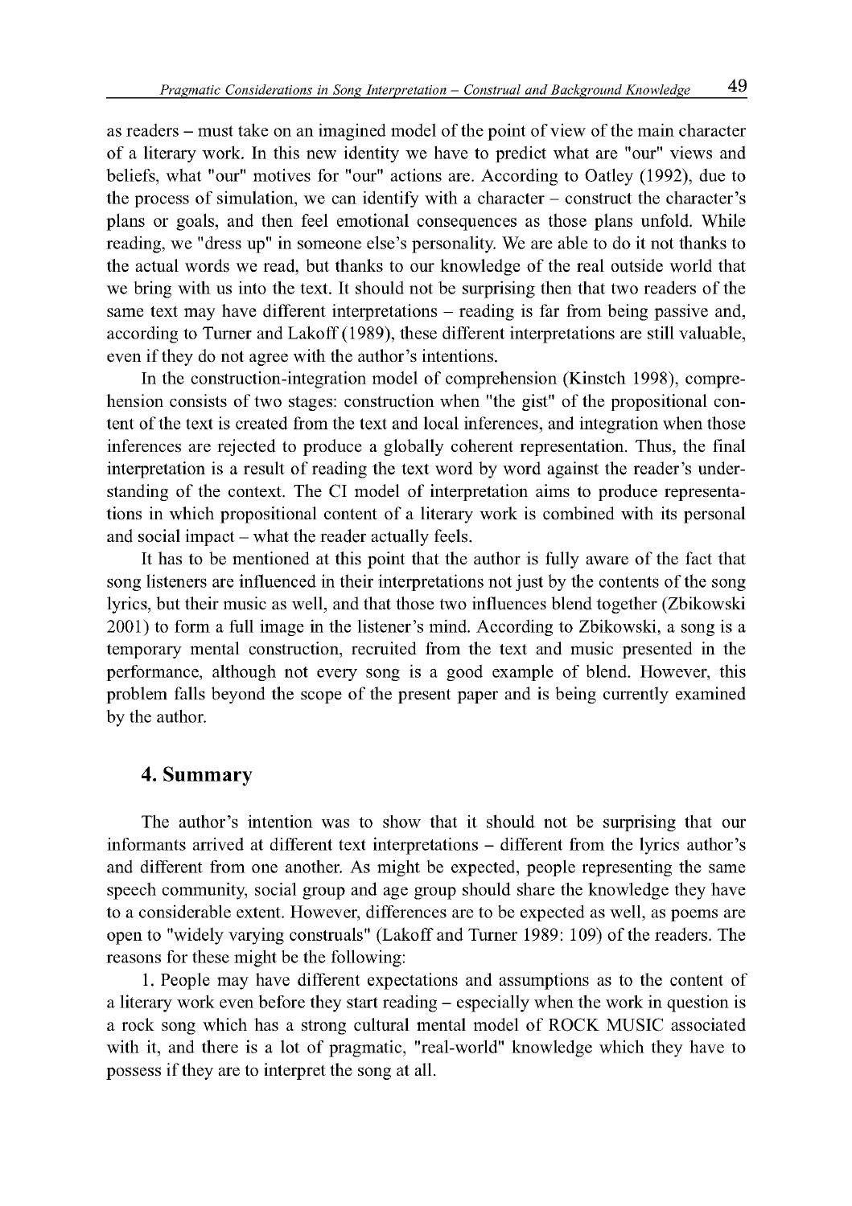as readers – must take on an imagined model of the point of view of the main character of a literary work. In this new identity we have to predict what are "our" views and beliefs, what "our" motives for "our" actions are. According to Oatley (1992), due to the process of simulation, we can identify with a character – construct the character's plans or goals, and then feel emotional consequences as those plans unfold. While reading, we "dress up" in someone else's personality. We are able to do it not thanks to the actual words we read, but thanks to our knowledge of the real outside world that we bring with us into the text. It should not be surprising then that two readers of the same text may have different interpretations – reading is far from being passive and, according to Turner and Lakoff (1989), these different interpretations are still valuable, even if they do not agree with the author's intentions.

In the construction-integration model of comprehension (Kinstch 1998), comprehension consists of two stages: construction when "the gist" of the propositional content of the text is created from the text and local inferences, and integration when those inferences are rejected to produce a globally coherent representation. Thus, the final interpretation is a result of reading the text word by word against the reader's understanding of the context. The CI model of interpretation aims to produce representations in which propositional content of a literary work is combined with its personal and social impact – what the reader actually feels.

It has to be mentioned at this point that the author is fully aware of the fact that song listeners are influenced in their interpretations not just by the contents of the song lyrics, but their music as well, and that those two influences blend together (Zbikowski 2001) to form a full image in the listener's mind. According to Zbikowski, a song is a temporary mental construction, recruited from the text and music presented in the performance, although not every song is a good example of blend. However, this problem falls beyond the scope of the present paper and is being currently examined by the author.

## 4. Summary

The author's intention was to show that it should not be surprising that our informants arrived at different text interpretations – different from the lyrics author's and different from one another. As might be expected, people representing the same speech community, social group and age group should share the knowledge they have to a considerable extent. However, differences are to be expected as well, as poems are open to "widely varying construals" (Lakoff and Turner 1989: 109) of the readers. The reasons for these might be the following:

1. People may have different expectations and assumptions as to the content of a literary work even before they start reading – especially when the work in question is a rock song which has a strong cultural mental model of ROCK MUSIC associated with it, and there is a lot of pragmatic, "real-world" knowledge which they have to possess if they are to interpret the song at all.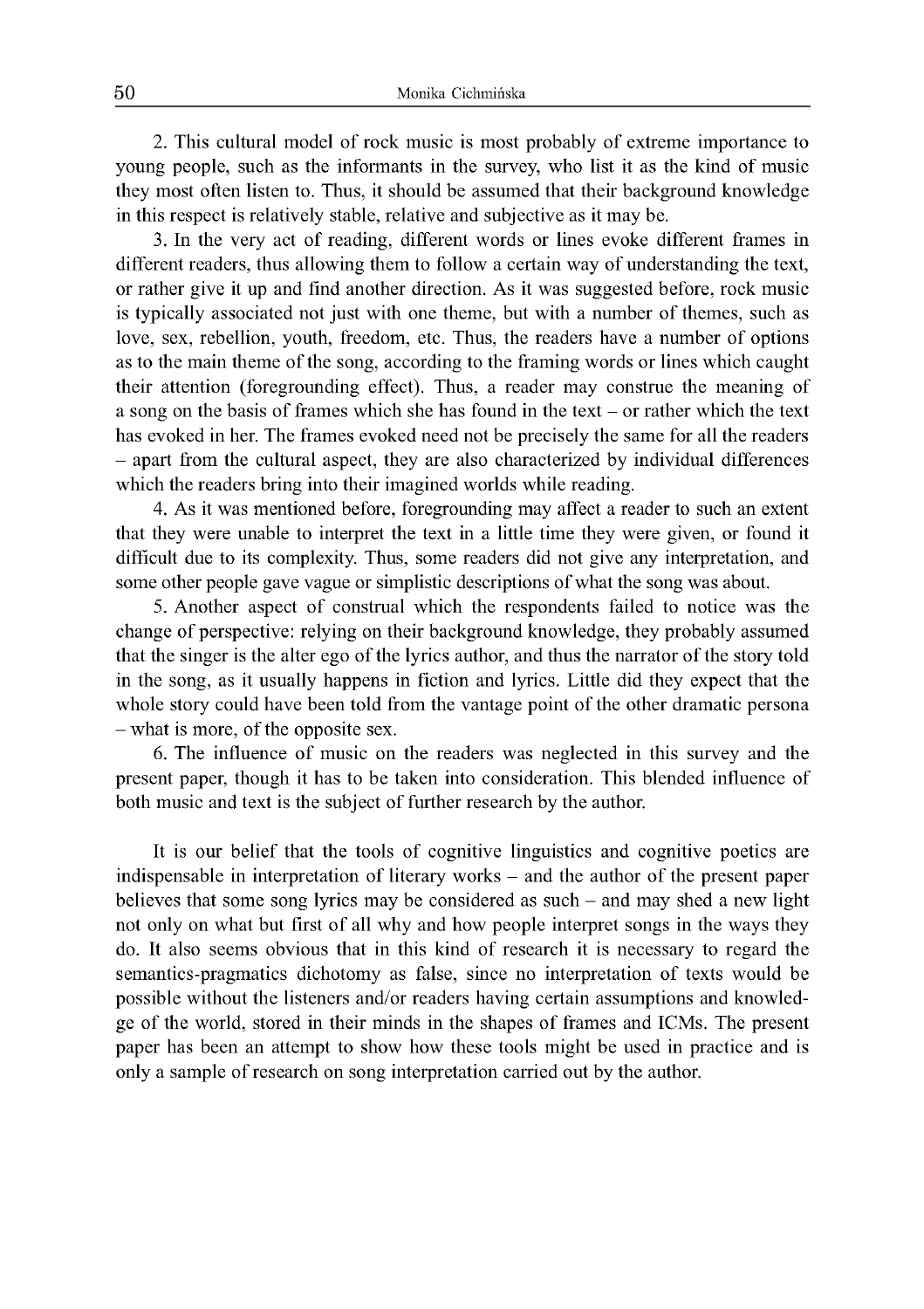2. This cultural model of rock music is most probably of extreme importance to young people, such as the informants in the survey, who list it as the kind of music they most often listen to. Thus, it should be assumed that their background knowledge in this respect is relatively stable, relative and subjective as it may be.

3. In the very act of reading, different words or lines evoke different frames in different readers, thus allowing them to follow a certain way of understanding the text, or rather give it up and find another direction. As it was suggested before, rock music is typically associated not just with one theme, but with a number of themes, such as love, sex, rebellion, youth, freedom, etc. Thus, the readers have a number of options as to the main theme of the song, according to the framing words or lines which caught their attention (foregrounding effect). Thus, a reader may construe the meaning of a song on the basis of frames which she has found in the text – or rather which the text has evoked in her. The frames evoked need not be precisely the same for all the readers – apart from the cultural aspect, they are also characterized by individual differences which the readers bring into their imagined worlds while reading.

4. As it was mentioned before, foregrounding may affect a reader to such an extent that they were unable to interpret the text in a little time they were given, or found it difficult due to its complexity. Thus, some readers did not give any interpretation, and some other people gave vague or simplistic descriptions of what the song was about.

5. Another aspect of construal which the respondents failed to notice was the change of perspective: relying on their background knowledge, they probably assumed that the singer is the alter ego of the lyrics author, and thus the narrator of the story told in the song, as it usually happens in fiction and lyrics. Little did they expect that the whole story could have been told from the vantage point of the other dramatic persona – what is more, of the opposite sex.

6. The influence of music on the readers was neglected in this survey and the present paper, though it has to be taken into consideration. This blended influence of both music and text is the subject of further research by the author.

It is our belief that the tools of cognitive linguistics and cognitive poetics are indispensable in interpretation of literary works – and the author of the present paper believes that some song lyrics may be considered as such – and may shed a new light not only on what but first of all why and how people interpret songs in the ways they do. It also seems obvious that in this kind of research it is necessary to regard the semantics-pragmatics dichotomy as false, since no interpretation of texts would be possible without the listeners and/or readers having certain assumptions and knowledge of the world, stored in their minds in the shapes of frames and ICMs. The present paper has been an attempt to show how these tools might be used in practice and is only a sample of research on song interpretation carried out by the author.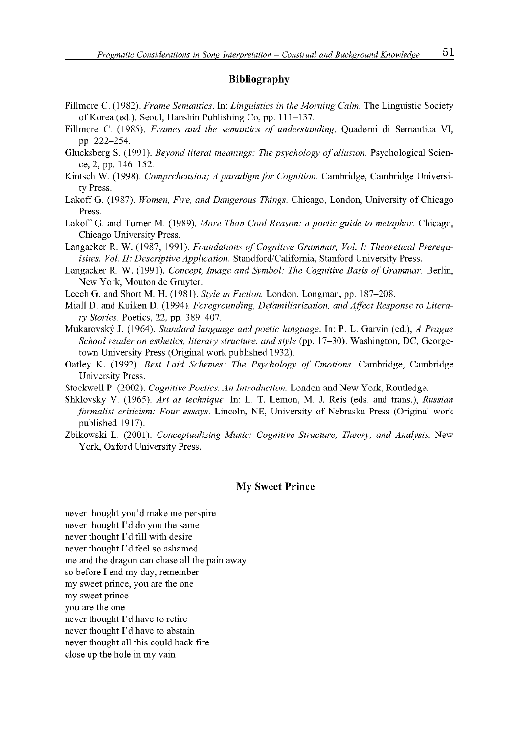## Bibliography

Fillmore C. (1982). *Frame Semantics*. In: *Linguistics in the Morning Calm*. The Linguistic Society of Korea (ed.). Seoul, Hanshin Publishing Co, pp. 111–137.

Fillmore C. (1985). *Frames and the semantics of understanding*. Quaderni di Semantica VI, pp. 222–254.

Glucksberg S. (1991). *Beyond literal meanings: The psychology of allusion*. Psychological Science, 2, pp. 146–152.

Kintsch W. (1998). *Comprehension; A paradigm for Cognition*. Cambridge, Cambridge University Press.

Lakoff G. (1987). *Women, Fire, and Dangerous Things*. Chicago, London, University of Chicago Press.

Lakoff G. and Turner M. (1989). *More Than Cool Reason: a poetic guide to metaphor*. Chicago, Chicago University Press.

Langacker R. W. (1987, 1991). *Foundations of Cognitive Grammar, Vol. I: Theoretical Prerequisites. Vol. II: Descriptive Application*. Standford/California, Stanford University Press.

Langacker R. W. (1991). *Concept, Image and Symbol: The Cognitive Basis of Grammar*. Berlin, New York, Mouton de Gruyter.

Leech G. and Short M. H. (1981). *Style in Fiction*. London, Longman, pp. 187–208.

Miall D. and Kuiken D. (1994). *Foregrounding, Defamiliarization, and Affect Response to Literary Stories*. Poetics, 22, pp. 389–407.

Mukarovský J. (1964). *Standard language and poetic language*. In: P. L. Garvin (ed.), *A Prague School reader on esthetics, literary structure, and style* (pp. 17–30). Washington, DC, Georgetown University Press (Original work published 1932).

Oatley K. (1992). *Best Laid Schemes: The Psychology of Emotions*. Cambridge, Cambridge University Press.

Stockwell P. (2002). *Cognitive Poetics. An Introduction*. London and New York, Routledge.

Shklovsky V. (1965). *Art as technique*. In: L. T. Lemon, M. J. Reis (eds. and trans.), *Russian formalist criticism: Four essays*. Lincoln, NE, University of Nebraska Press (Original work published 1917).

Zbikowski L. (2001). *Conceptualizing Music: Cognitive Structure, Theory, and Analysis*. New York, Oxford University Press.

## My Sweet Prince

never thought you'd make me perspire
never thought I'd do you the same
never thought I'd fill with desire
never thought I'd feel so ashamed
me and the dragon can chase all the pain away
so before I end my day, remember
my sweet prince, you are the one
my sweet prince
you are the one
never thought I'd have to retire
never thought I'd have to abstain
never thought all this could back fire
close up the hole in my vain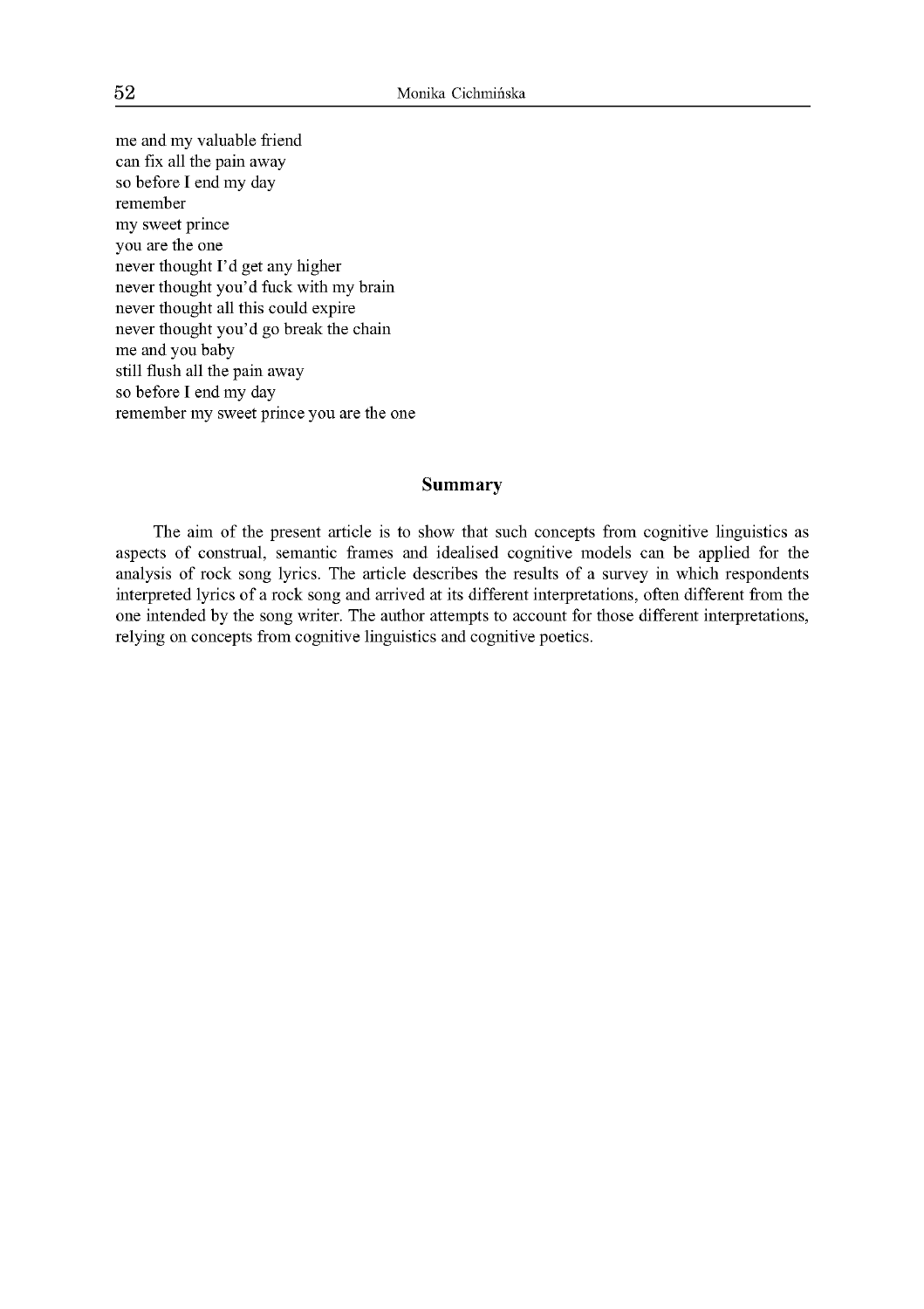me and my valuable friend  
can fix all the pain away  
so before I end my day  
remember  
my sweet prince  
you are the one  
never thought I'd get any higher  
never thought you'd fuck with my brain  
never thought all this could expire  
never thought you'd go break the chain  
me and you baby  
still flush all the pain away  
so before I end my day  
remember my sweet prince you are the one

## Summary

The aim of the present article is to show that such concepts from cognitive linguistics as aspects of construal, semantic frames and idealised cognitive models can be applied for the analysis of rock song lyrics. The article describes the results of a survey in which respondents interpreted lyrics of a rock song and arrived at its different interpretations, often different from the one intended by the song writer. The author attempts to account for those different interpretations, relying on concepts from cognitive linguistics and cognitive poetics.